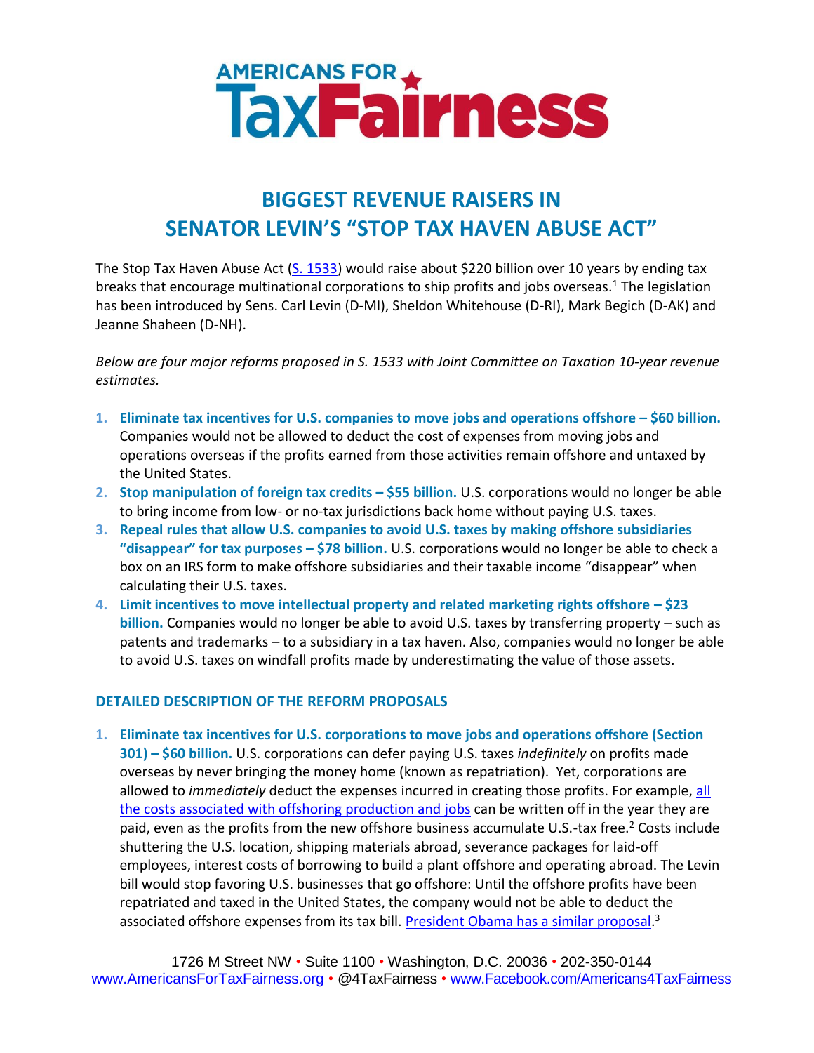# AMERICANS FOR TaxFairness

## BIGGEST REVENUE RAISERS IN SENATOR LEVIN'S "STOP TAX HAVEN ABUSE ACT"

The Stop Tax Haven Abuse Act (S. 1533) would raise about $220 billion over 10 years by ending tax breaks that encourage multinational corporations to ship profits and jobs overseas.[1] The legislation has been introduced by Sens. Carl Levin (D-MI), Sheldon Whitehouse (D-RI), Mark Begich (D-AK) and Jeanne Shaheen (D-NH).

*Below are four major reforms proposed in S. 1533 with Joint Committee on Taxation 10-year revenue estimates.*

1. **Eliminate tax incentives for U.S. companies to move jobs and operations offshore – $60 billion.** Companies would not be allowed to deduct the cost of expenses from moving jobs and operations overseas if the profits earned from those activities remain offshore and untaxed by the United States.
2. **Stop manipulation of foreign tax credits – $55 billion.** U.S. corporations would no longer be able to bring income from low- or no-tax jurisdictions back home without paying U.S. taxes.
3. **Repeal rules that allow U.S. companies to avoid U.S. taxes by making offshore subsidiaries "disappear" for tax purposes – $78 billion.** U.S. corporations would no longer be able to check a box on an IRS form to make offshore subsidiaries and their taxable income "disappear" when calculating their U.S. taxes.
4. **Limit incentives to move intellectual property and related marketing rights offshore – $23 billion.** Companies would no longer be able to avoid U.S. taxes by transferring property – such as patents and trademarks – to a subsidiary in a tax haven. Also, companies would no longer be able to avoid U.S. taxes on windfall profits made by underestimating the value of those assets.

### DETAILED DESCRIPTION OF THE REFORM PROPOSALS

1. **Eliminate tax incentives for U.S. corporations to move jobs and operations offshore (Section 301) – $60 billion.** U.S. corporations can defer paying U.S. taxes *indefinitely* on profits made overseas by never bringing the money home (known as repatriation). Yet, corporations are allowed to *immediately* deduct the expenses incurred in creating those profits. For example, all the costs associated with offshoring production and jobs can be written off in the year they are paid, even as the profits from the new offshore business accumulate U.S.-tax free.[2] Costs include shuttering the U.S. location, shipping materials abroad, severance packages for laid-off employees, interest costs of borrowing to build a plant offshore and operating abroad. The Levin bill would stop favoring U.S. businesses that go offshore: Until the offshore profits have been repatriated and taxed in the United States, the company would not be able to deduct the associated offshore expenses from its tax bill. President Obama has a similar proposal.[3]

1726 M Street NW • Suite 1100 • Washington, D.C. 20036 • 202-350-0144
www.AmericansForTaxFairness.org • @4TaxFairness • www.Facebook.com/Americans4TaxFairness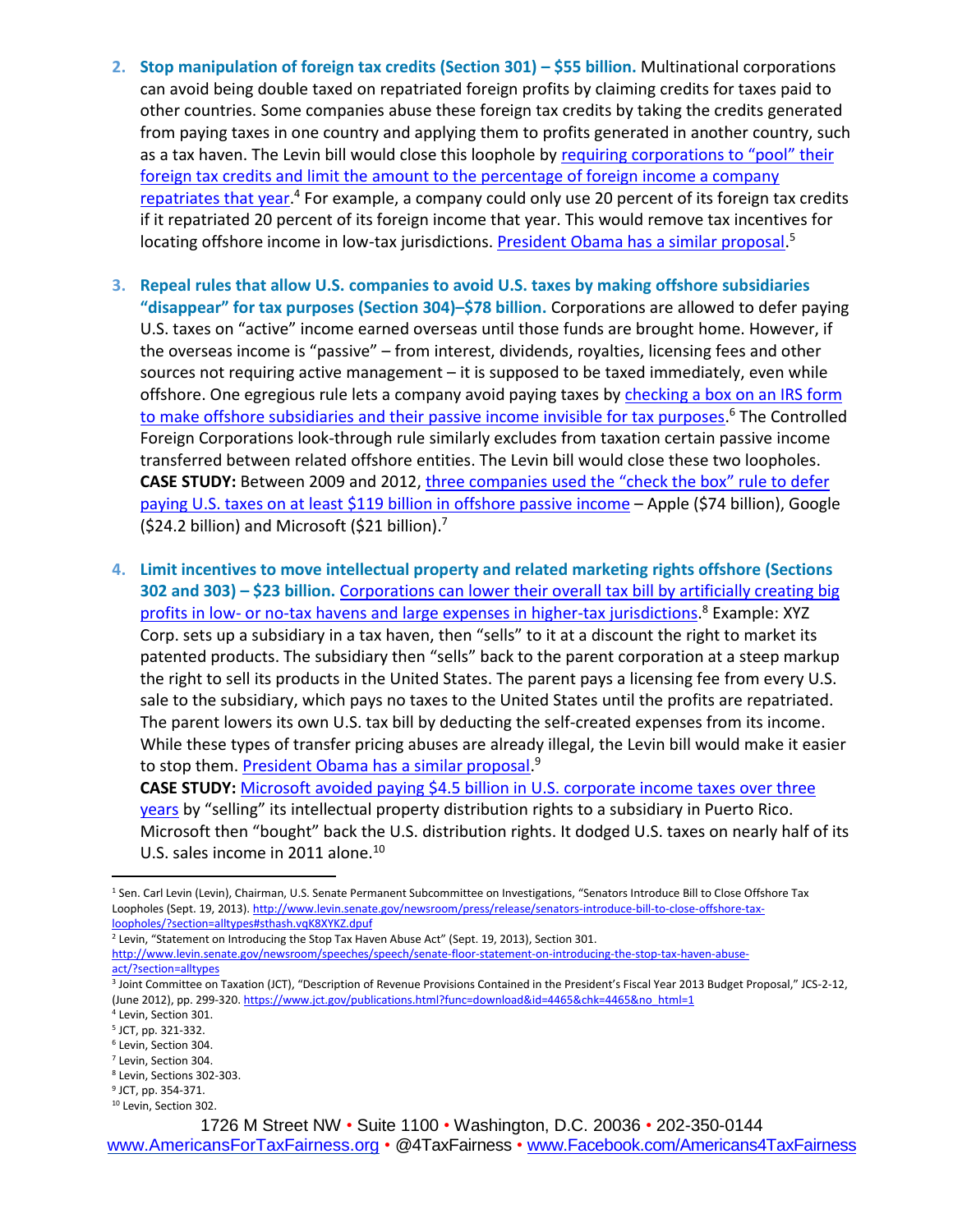2. **Stop manipulation of foreign tax credits (Section 301) – $55 billion.** Multinational corporations can avoid being double taxed on repatriated foreign profits by claiming credits for taxes paid to other countries. Some companies abuse these foreign tax credits by taking the credits generated from paying taxes in one country and applying them to profits generated in another country, such as a tax haven. The Levin bill would close this loophole by requiring corporations to "pool" their foreign tax credits and limit the amount to the percentage of foreign income a company repatriates that year.[4] For example, a company could only use 20 percent of its foreign tax credits if it repatriated 20 percent of its foreign income that year. This would remove tax incentives for locating offshore income in low-tax jurisdictions. President Obama has a similar proposal.[5]

3. **Repeal rules that allow U.S. companies to avoid U.S. taxes by making offshore subsidiaries "disappear" for tax purposes (Section 304)–$78 billion.** Corporations are allowed to defer paying U.S. taxes on "active" income earned overseas until those funds are brought home. However, if the overseas income is "passive" – from interest, dividends, royalties, licensing fees and other sources not requiring active management – it is supposed to be taxed immediately, even while offshore. One egregious rule lets a company avoid paying taxes by checking a box on an IRS form to make offshore subsidiaries and their passive income invisible for tax purposes.[6] The Controlled Foreign Corporations look-through rule similarly excludes from taxation certain passive income transferred between related offshore entities. The Levin bill would close these two loopholes. **CASE STUDY:** Between 2009 and 2012, three companies used the "check the box" rule to defer paying U.S. taxes on at least $119 billion in offshore passive income – Apple ($74 billion), Google ($24.2 billion) and Microsoft ($21 billion).[7]

4. **Limit incentives to move intellectual property and related marketing rights offshore (Sections 302 and 303) – $23 billion.** Corporations can lower their overall tax bill by artificially creating big profits in low- or no-tax havens and large expenses in higher-tax jurisdictions.[8] Example: XYZ Corp. sets up a subsidiary in a tax haven, then "sells" to it at a discount the right to market its patented products. The subsidiary then "sells" back to the parent corporation at a steep markup the right to sell its products in the United States. The parent pays a licensing fee from every U.S. sale to the subsidiary, which pays no taxes to the United States until the profits are repatriated. The parent lowers its own U.S. tax bill by deducting the self-created expenses from its income. While these types of transfer pricing abuses are already illegal, the Levin bill would make it easier to stop them. President Obama has a similar proposal.[9]
   **CASE STUDY:** Microsoft avoided paying $4.5 billion in U.S. corporate income taxes over three years by "selling" its intellectual property distribution rights to a subsidiary in Puerto Rico. Microsoft then "bought" back the U.S. distribution rights. It dodged U.S. taxes on nearly half of its U.S. sales income in 2011 alone.[10]

---

[1] Sen. Carl Levin (Levin), Chairman, U.S. Senate Permanent Subcommittee on Investigations, "Senators Introduce Bill to Close Offshore Tax Loopholes (Sept. 19, 2013). http://www.levin.senate.gov/newsroom/press/release/senators-introduce-bill-to-close-offshore-tax-loopholes/?section=alltypes#sthash.vqK8XYKZ.dpuf

[2] Levin, "Statement on Introducing the Stop Tax Haven Abuse Act" (Sept. 19, 2013), Section 301. http://www.levin.senate.gov/newsroom/speeches/speech/senate-floor-statement-on-introducing-the-stop-tax-haven-abuse-act/?section=alltypes

[3] Joint Committee on Taxation (JCT), "Description of Revenue Provisions Contained in the President's Fiscal Year 2013 Budget Proposal," JCS-2-12, (June 2012), pp. 299-320. https://www.jct.gov/publications.html?func=download&id=4465&chk=4465&no_html=1

[4] Levin, Section 301.

[5] JCT, pp. 321-332.

[6] Levin, Section 304.

[7] Levin, Section 304.

[8] Levin, Sections 302-303.

[9] JCT, pp. 354-371.

[10] Levin, Section 302.

1726 M Street NW • Suite 1100 • Washington, D.C. 20036 • 202-350-0144
www.AmericansForTaxFairness.org • @4TaxFairness • www.Facebook.com/Americans4TaxFairness